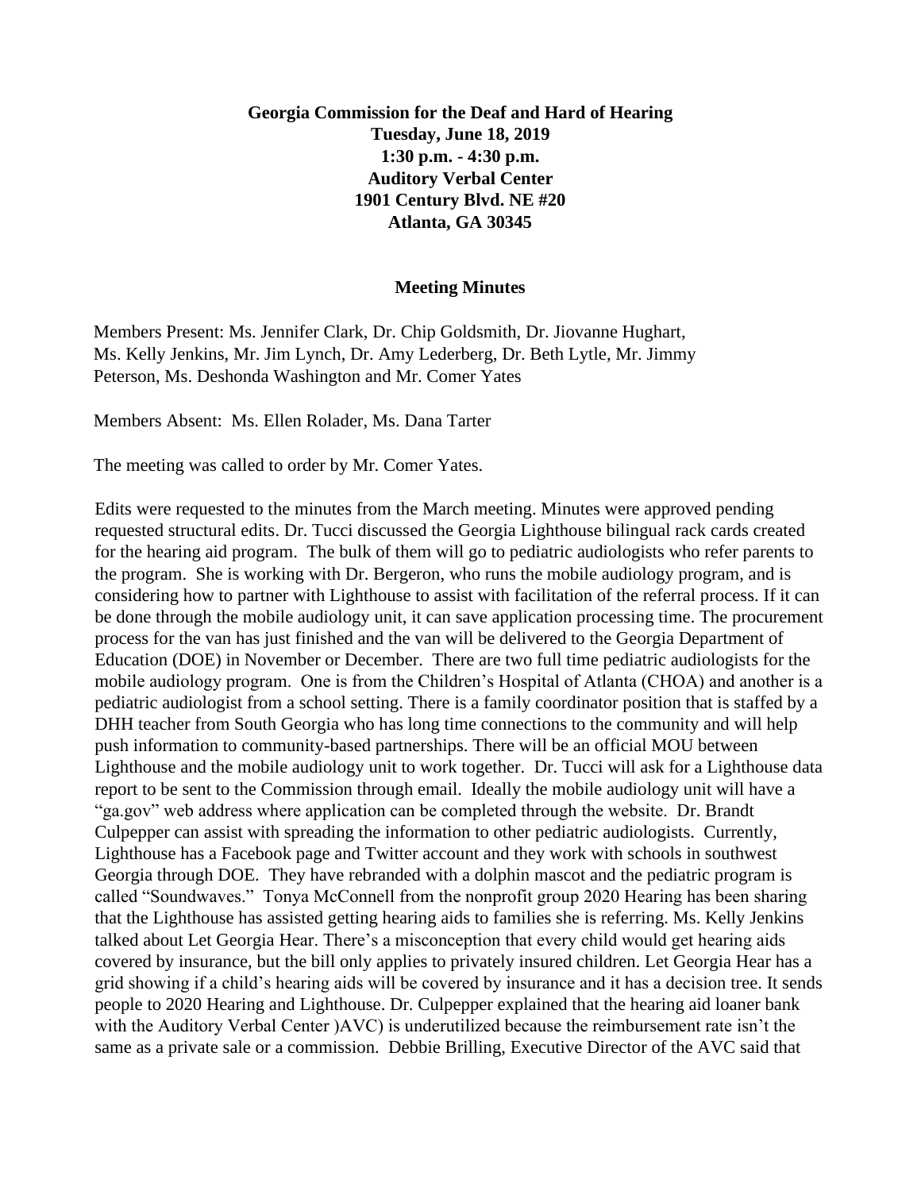**Georgia Commission for the Deaf and Hard of Hearing**
**Tuesday, June 18, 2019**
**1:30 p.m. - 4:30 p.m.**
**Auditory Verbal Center**
**1901 Century Blvd. NE #20**
**Atlanta, GA 30345**

**Meeting Minutes**

Members Present: Ms. Jennifer Clark, Dr. Chip Goldsmith, Dr. Jiovanne Hughart, Ms. Kelly Jenkins, Mr. Jim Lynch, Dr. Amy Lederberg, Dr. Beth Lytle, Mr. Jimmy Peterson, Ms. Deshonda Washington and Mr. Comer Yates

Members Absent: Ms. Ellen Rolader, Ms. Dana Tarter

The meeting was called to order by Mr. Comer Yates.

Edits were requested to the minutes from the March meeting. Minutes were approved pending requested structural edits. Dr. Tucci discussed the Georgia Lighthouse bilingual rack cards created for the hearing aid program. The bulk of them will go to pediatric audiologists who refer parents to the program. She is working with Dr. Bergeron, who runs the mobile audiology program, and is considering how to partner with Lighthouse to assist with facilitation of the referral process. If it can be done through the mobile audiology unit, it can save application processing time. The procurement process for the van has just finished and the van will be delivered to the Georgia Department of Education (DOE) in November or December. There are two full time pediatric audiologists for the mobile audiology program. One is from the Children's Hospital of Atlanta (CHOA) and another is a pediatric audiologist from a school setting. There is a family coordinator position that is staffed by a DHH teacher from South Georgia who has long time connections to the community and will help push information to community-based partnerships. There will be an official MOU between Lighthouse and the mobile audiology unit to work together. Dr. Tucci will ask for a Lighthouse data report to be sent to the Commission through email. Ideally the mobile audiology unit will have a "ga.gov" web address where application can be completed through the website. Dr. Brandt Culpepper can assist with spreading the information to other pediatric audiologists. Currently, Lighthouse has a Facebook page and Twitter account and they work with schools in southwest Georgia through DOE. They have rebranded with a dolphin mascot and the pediatric program is called "Soundwaves." Tonya McConnell from the nonprofit group 2020 Hearing has been sharing that the Lighthouse has assisted getting hearing aids to families she is referring. Ms. Kelly Jenkins talked about Let Georgia Hear. There's a misconception that every child would get hearing aids covered by insurance, but the bill only applies to privately insured children. Let Georgia Hear has a grid showing if a child's hearing aids will be covered by insurance and it has a decision tree. It sends people to 2020 Hearing and Lighthouse. Dr. Culpepper explained that the hearing aid loaner bank with the Auditory Verbal Center )AVC) is underutilized because the reimbursement rate isn't the same as a private sale or a commission. Debbie Brilling, Executive Director of the AVC said that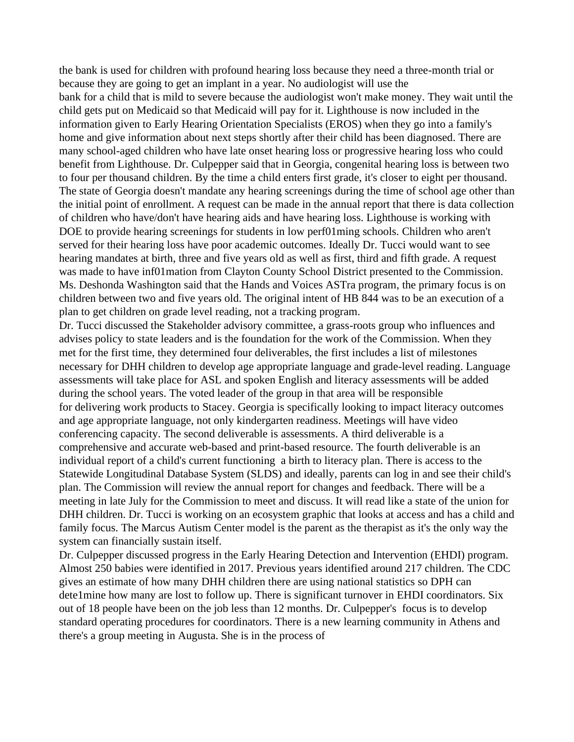the bank is used for children with profound hearing loss because they need a three-month trial or because they are going to get an implant in a year. No audiologist will use the bank for a child that is mild to severe because the audiologist won't make money. They wait until the child gets put on Medicaid so that Medicaid will pay for it. Lighthouse is now included in the information given to Early Hearing Orientation Specialists (EROS) when they go into a family's home and give information about next steps shortly after their child has been diagnosed. There are many school-aged children who have late onset hearing loss or progressive hearing loss who could benefit from Lighthouse. Dr. Culpepper said that in Georgia, congenital hearing loss is between two to four per thousand children. By the time a child enters first grade, it's closer to eight per thousand. The state of Georgia doesn't mandate any hearing screenings during the time of school age other than the initial point of enrollment. A request can be made in the annual report that there is data collection of children who have/don't have hearing aids and have hearing loss. Lighthouse is working with DOE to provide hearing screenings for students in low perf01ming schools. Children who aren't served for their hearing loss have poor academic outcomes. Ideally Dr. Tucci would want to see hearing mandates at birth, three and five years old as well as first, third and fifth grade. A request was made to have inf01mation from Clayton County School District presented to the Commission. Ms. Deshonda Washington said that the Hands and Voices ASTra program, the primary focus is on children between two and five years old. The original intent of HB 844 was to be an execution of a plan to get children on grade level reading, not a tracking program.

Dr. Tucci discussed the Stakeholder advisory committee, a grass-roots group who influences and advises policy to state leaders and is the foundation for the work of the Commission. When they met for the first time, they determined four deliverables, the first includes a list of milestones necessary for DHH children to develop age appropriate language and grade-level reading. Language assessments will take place for ASL and spoken English and literacy assessments will be added during the school years. The voted leader of the group in that area will be responsible for delivering work products to Stacey. Georgia is specifically looking to impact literacy outcomes and age appropriate language, not only kindergarten readiness. Meetings will have video conferencing capacity. The second deliverable is assessments. A third deliverable is a comprehensive and accurate web-based and print-based resource. The fourth deliverable is an individual report of a child's current functioning a birth to literacy plan. There is access to the Statewide Longitudinal Database System (SLDS) and ideally, parents can log in and see their child's plan. The Commission will review the annual report for changes and feedback. There will be a meeting in late July for the Commission to meet and discuss. It will read like a state of the union for DHH children. Dr. Tucci is working on an ecosystem graphic that looks at access and has a child and family focus. The Marcus Autism Center model is the parent as the therapist as it's the only way the system can financially sustain itself.

Dr. Culpepper discussed progress in the Early Hearing Detection and Intervention (EHDI) program. Almost 250 babies were identified in 2017. Previous years identified around 217 children. The CDC gives an estimate of how many DHH children there are using national statistics so DPH can dete1mine how many are lost to follow up. There is significant turnover in EHDI coordinators. Six out of 18 people have been on the job less than 12 months. Dr. Culpepper's focus is to develop standard operating procedures for coordinators. There is a new learning community in Athens and there's a group meeting in Augusta. She is in the process of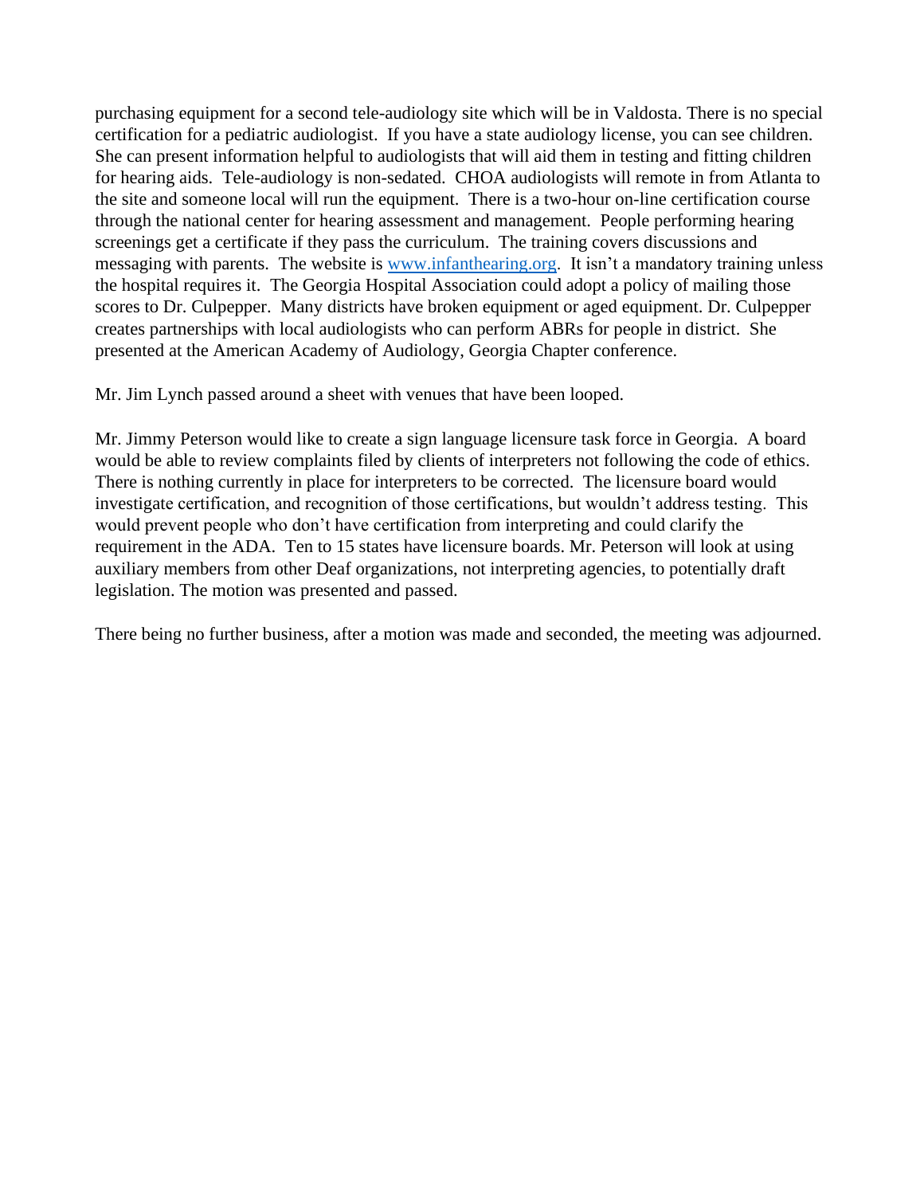purchasing equipment for a second tele-audiology site which will be in Valdosta. There is no special certification for a pediatric audiologist. If you have a state audiology license, you can see children. She can present information helpful to audiologists that will aid them in testing and fitting children for hearing aids. Tele-audiology is non-sedated. CHOA audiologists will remote in from Atlanta to the site and someone local will run the equipment. There is a two-hour on-line certification course through the national center for hearing assessment and management. People performing hearing screenings get a certificate if they pass the curriculum. The training covers discussions and messaging with parents. The website is [www.infanthearing.org](http://www.infanthearing.org). It isn't a mandatory training unless the hospital requires it. The Georgia Hospital Association could adopt a policy of mailing those scores to Dr. Culpepper. Many districts have broken equipment or aged equipment. Dr. Culpepper creates partnerships with local audiologists who can perform ABRs for people in district. She presented at the American Academy of Audiology, Georgia Chapter conference.

Mr. Jim Lynch passed around a sheet with venues that have been looped.

Mr. Jimmy Peterson would like to create a sign language licensure task force in Georgia. A board would be able to review complaints filed by clients of interpreters not following the code of ethics. There is nothing currently in place for interpreters to be corrected. The licensure board would investigate certification, and recognition of those certifications, but wouldn't address testing. This would prevent people who don't have certification from interpreting and could clarify the requirement in the ADA. Ten to 15 states have licensure boards. Mr. Peterson will look at using auxiliary members from other Deaf organizations, not interpreting agencies, to potentially draft legislation. The motion was presented and passed.

There being no further business, after a motion was made and seconded, the meeting was adjourned.